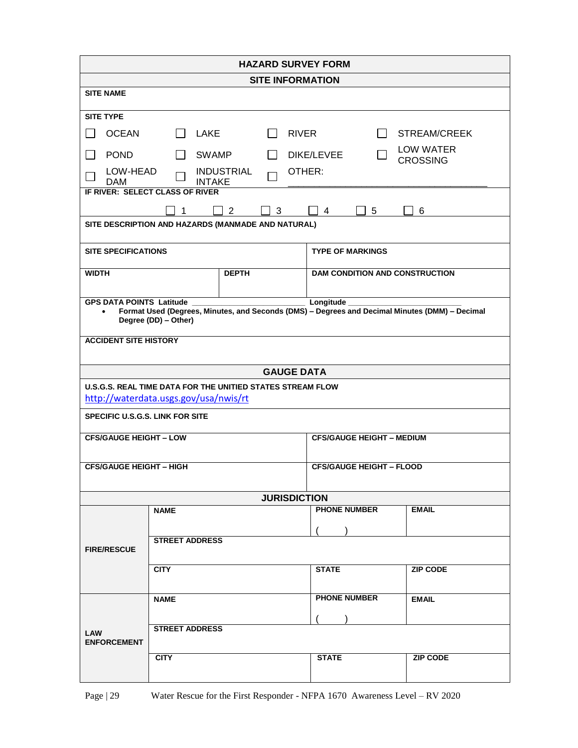# HAZARD SURVEY FORM

## SITE INFORMATION

**SITE NAME**

**SITE TYPE**

- ☐ OCEAN
- ☐ LAKE
- ☐ RIVER
- ☐ STREAM/CREEK
- ☐ POND
- ☐ SWAMP
- ☐ DIKE/LEVEE
- ☐ LOW WATER CROSSING
- ☐ LOW-HEAD DAM
- ☐ INDUSTRIAL INTAKE
- ☐ OTHER: ________________________________

**IF RIVER: SELECT CLASS OF RIVER**

☐ 1 ☐ 2 ☐ 3 ☐ 4 ☐ 5 ☐ 6

**SITE DESCRIPTION AND HAZARDS (MANMADE AND NATURAL)**

| SITE SPECIFICATIONS | | TYPE OF MARKINGS |
|---|---|---|
| **WIDTH** | **DEPTH** | **DAM CONDITION AND CONSTRUCTION** |

**GPS DATA POINTS Latitude** ________________________ **Longitude** ________________________

- **Format Used (Degrees, Minutes, and Seconds (DMS) – Degrees and Decimal Minutes (DMM) – Decimal Degree (DD) – Other)**

**ACCIDENT SITE HISTORY**

## GAUGE DATA

**U.S.G.S. REAL TIME DATA FOR THE UNITIED STATES STREAM FLOW**
http://waterdata.usgs.gov/usa/nwis/rt

**SPECIFIC U.S.G.S. LINK FOR SITE**

| CFS/GAUGE HEIGHT – LOW | CFS/GAUGE HEIGHT – MEDIUM |
|---|---|
| **CFS/GAUGE HEIGHT – HIGH** | **CFS/GAUGE HEIGHT – FLOOD** |

## JURISDICTION

| | | | |
|---|---|---|---|
| **FIRE/RESCUE** | **NAME** | **PHONE NUMBER** ( ) | **EMAIL** |
| | **STREET ADDRESS** | | |
| | **CITY** | **STATE** | **ZIP CODE** |
| **LAW ENFORCEMENT** | **NAME** | **PHONE NUMBER** ( ) | **EMAIL** |
| | **STREET ADDRESS** | | |
| | **CITY** | **STATE** | **ZIP CODE** |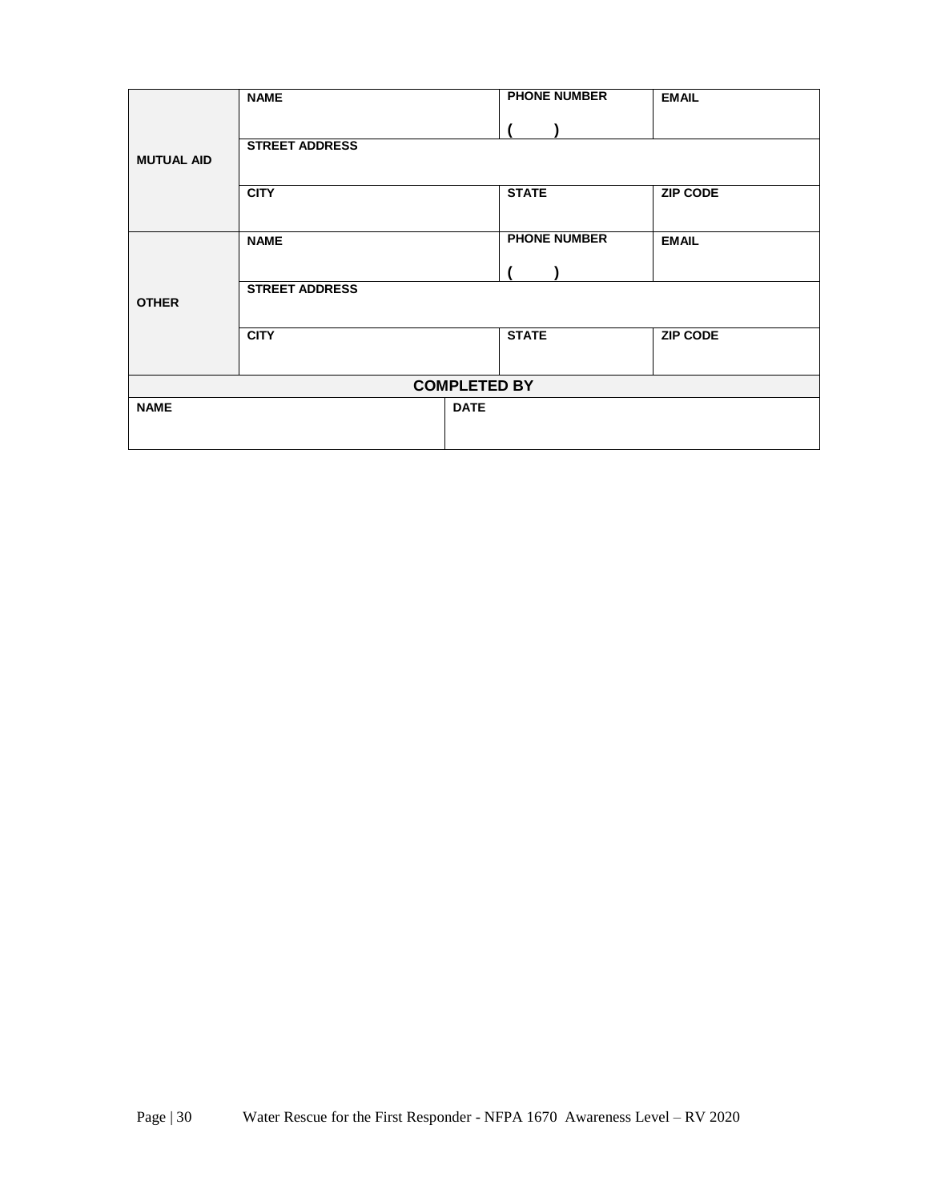| | | | |
|---|---|---|---|
| **MUTUAL AID** | **NAME** | **PHONE NUMBER**<br>( ) | **EMAIL** |
| | **STREET ADDRESS** | | |
| | **CITY** | **STATE** | **ZIP CODE** |
| **OTHER** | **NAME** | **PHONE NUMBER**<br>( ) | **EMAIL** |
| | **STREET ADDRESS** | | |
| | **CITY** | **STATE** | **ZIP CODE** |

| **COMPLETED BY** | |
|---|---|
| **NAME** | **DATE** |